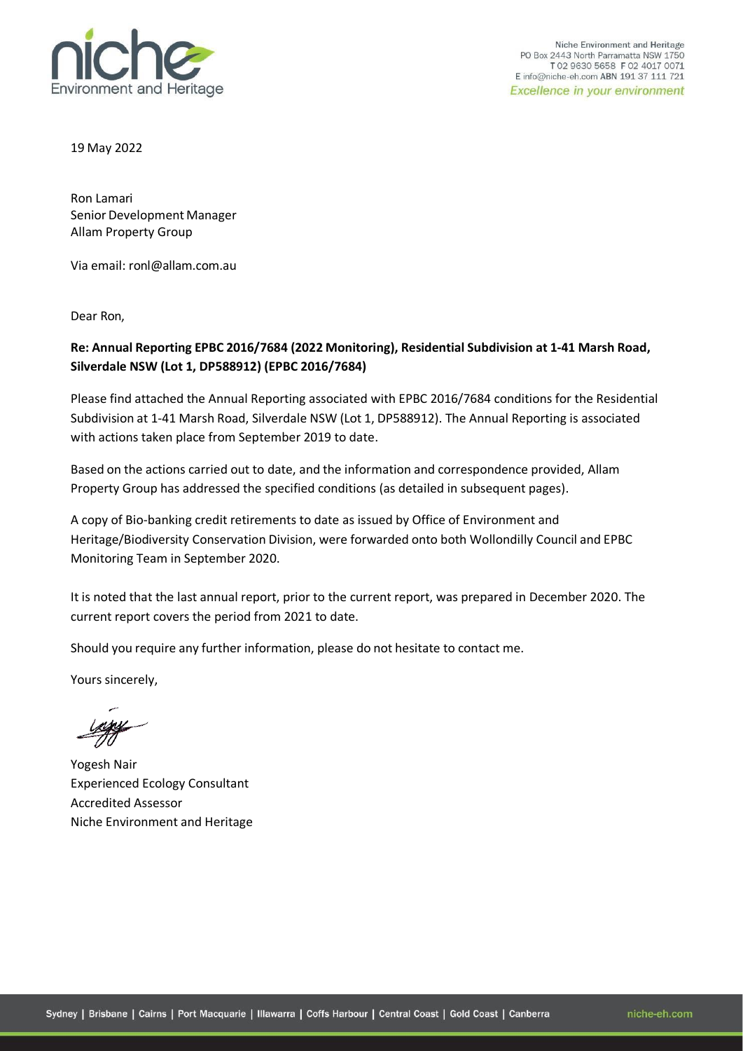Niche Environment and Heritage
PO Box 2443 North Parramatta NSW 1750
T 02 9630 5658 F 02 4017 0071
E info@niche-eh.com ABN 191 37 111 721
*Excellence in your environment*

19 May 2022

Ron Lamari
Senior Development Manager
Allam Property Group

Via email: ronl@allam.com.au

Dear Ron,

**Re: Annual Reporting EPBC 2016/7684 (2022 Monitoring), Residential Subdivision at 1-41 Marsh Road, Silverdale NSW (Lot 1, DP588912) (EPBC 2016/7684)**

Please find attached the Annual Reporting associated with EPBC 2016/7684 conditions for the Residential Subdivision at 1-41 Marsh Road, Silverdale NSW (Lot 1, DP588912). The Annual Reporting is associated with actions taken place from September 2019 to date.

Based on the actions carried out to date, and the information and correspondence provided, Allam Property Group has addressed the specified conditions (as detailed in subsequent pages).

A copy of Bio-banking credit retirements to date as issued by Office of Environment and Heritage/Biodiversity Conservation Division, were forwarded onto both Wollondilly Council and EPBC Monitoring Team in September 2020.

It is noted that the last annual report, prior to the current report, was prepared in December 2020. The current report covers the period from 2021 to date.

Should you require any further information, please do not hesitate to contact me.

Yours sincerely,

Yogesh Nair
Experienced Ecology Consultant
Accredited Assessor
Niche Environment and Heritage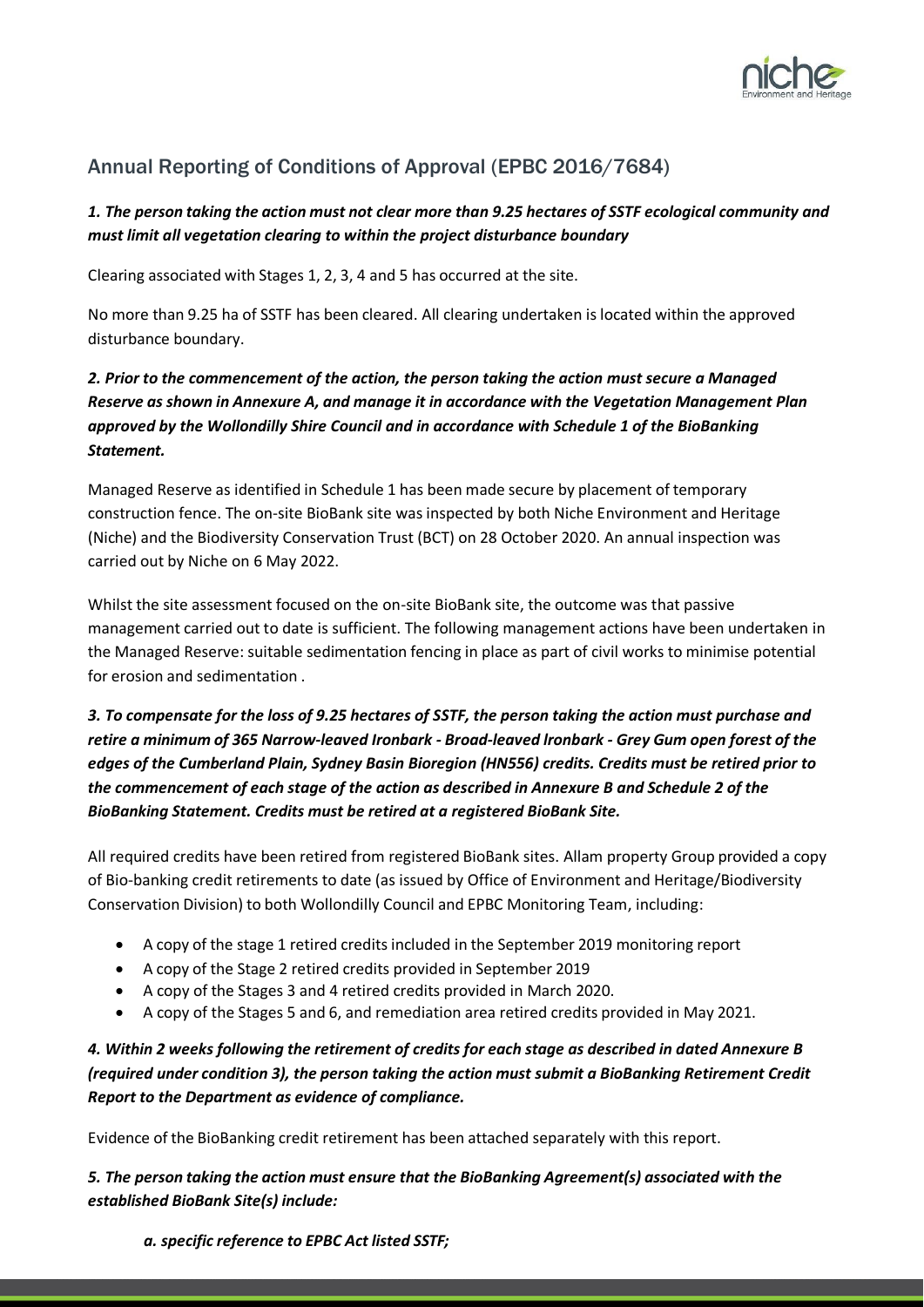## Annual Reporting of Conditions of Approval (EPBC 2016/7684)

***1. The person taking the action must not clear more than 9.25 hectares of SSTF ecological community and must limit all vegetation clearing to within the project disturbance boundary***

Clearing associated with Stages 1, 2, 3, 4 and 5 has occurred at the site.

No more than 9.25 ha of SSTF has been cleared. All clearing undertaken is located within the approved disturbance boundary.

***2. Prior to the commencement of the action, the person taking the action must secure a Managed Reserve as shown in Annexure A, and manage it in accordance with the Vegetation Management Plan approved by the Wollondilly Shire Council and in accordance with Schedule 1 of the BioBanking Statement.***

Managed Reserve as identified in Schedule 1 has been made secure by placement of temporary construction fence. The on-site BioBank site was inspected by both Niche Environment and Heritage (Niche) and the Biodiversity Conservation Trust (BCT) on 28 October 2020. An annual inspection was carried out by Niche on 6 May 2022.

Whilst the site assessment focused on the on-site BioBank site, the outcome was that passive management carried out to date is sufficient. The following management actions have been undertaken in the Managed Reserve: suitable sedimentation fencing in place as part of civil works to minimise potential for erosion and sedimentation .

***3. To compensate for the loss of 9.25 hectares of SSTF, the person taking the action must purchase and retire a minimum of 365 Narrow-leaved Ironbark - Broad-leaved lronbark - Grey Gum open forest of the edges of the Cumberland Plain, Sydney Basin Bioregion (HN556) credits. Credits must be retired prior to the commencement of each stage of the action as described in Annexure B and Schedule 2 of the BioBanking Statement. Credits must be retired at a registered BioBank Site.***

All required credits have been retired from registered BioBank sites. Allam property Group provided a copy of Bio-banking credit retirements to date (as issued by Office of Environment and Heritage/Biodiversity Conservation Division) to both Wollondilly Council and EPBC Monitoring Team, including:

- A copy of the stage 1 retired credits included in the September 2019 monitoring report
- A copy of the Stage 2 retired credits provided in September 2019
- A copy of the Stages 3 and 4 retired credits provided in March 2020.
- A copy of the Stages 5 and 6, and remediation area retired credits provided in May 2021.

***4. Within 2 weeks following the retirement of credits for each stage as described in dated Annexure B (required under condition 3), the person taking the action must submit a BioBanking Retirement Credit Report to the Department as evidence of compliance.***

Evidence of the BioBanking credit retirement has been attached separately with this report.

***5. The person taking the action must ensure that the BioBanking Agreement(s) associated with the established BioBank Site(s) include:***

***a. specific reference to EPBC Act listed SSTF;***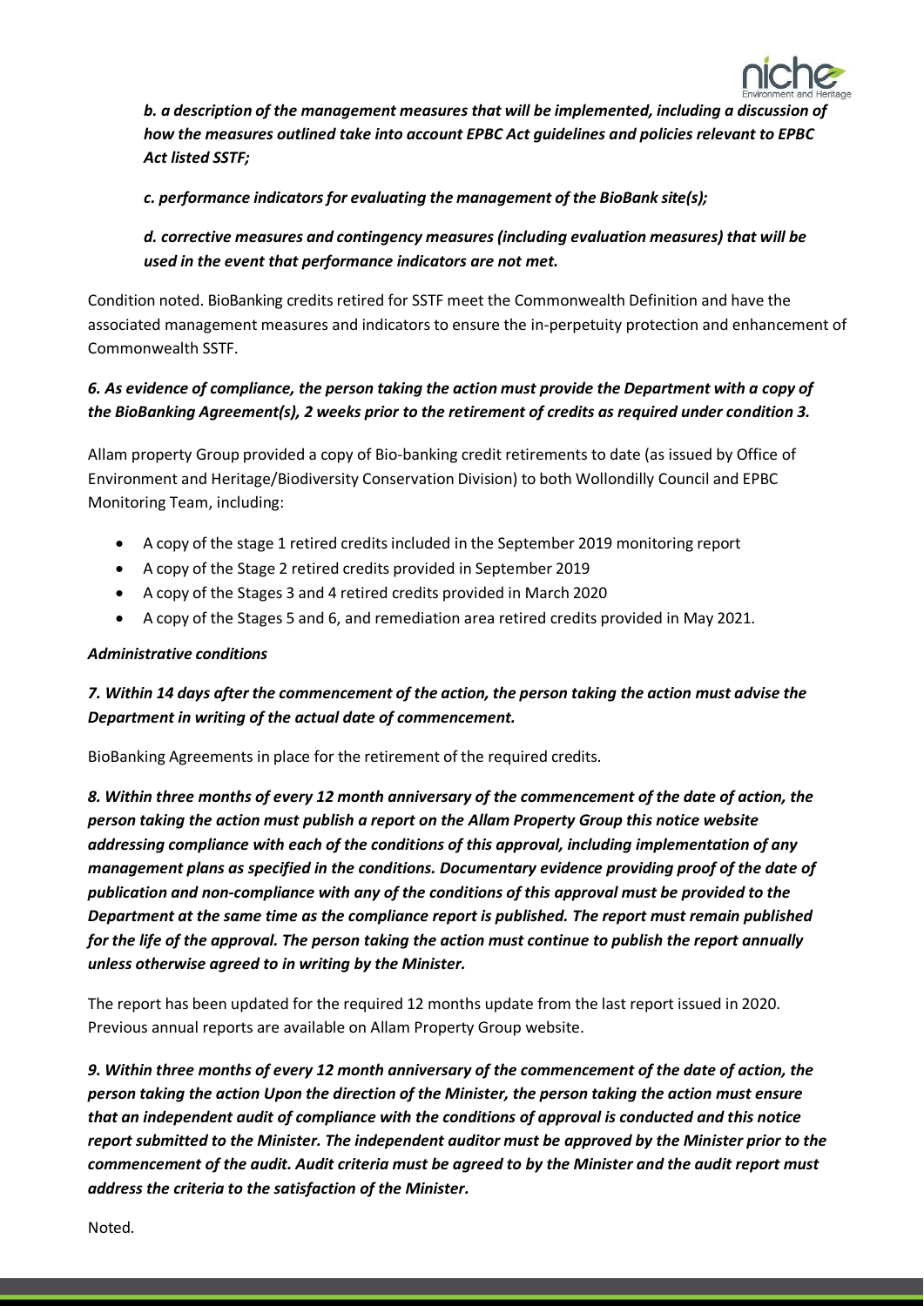***b. a description of the management measures that will be implemented, including a discussion of how the measures outlined take into account EPBC Act guidelines and policies relevant to EPBC Act listed SSTF;***

***c. performance indicators for evaluating the management of the BioBank site(s);***

***d. corrective measures and contingency measures (including evaluation measures) that will be used in the event that performance indicators are not met.***

Condition noted. BioBanking credits retired for SSTF meet the Commonwealth Definition and have the associated management measures and indicators to ensure the in-perpetuity protection and enhancement of Commonwealth SSTF.

***6. As evidence of compliance, the person taking the action must provide the Department with a copy of the BioBanking Agreement(s), 2 weeks prior to the retirement of credits as required under condition 3.***

Allam property Group provided a copy of Bio-banking credit retirements to date (as issued by Office of Environment and Heritage/Biodiversity Conservation Division) to both Wollondilly Council and EPBC Monitoring Team, including:

- A copy of the stage 1 retired credits included in the September 2019 monitoring report
- A copy of the Stage 2 retired credits provided in September 2019
- A copy of the Stages 3 and 4 retired credits provided in March 2020
- A copy of the Stages 5 and 6, and remediation area retired credits provided in May 2021.

***Administrative conditions***

***7. Within 14 days after the commencement of the action, the person taking the action must advise the Department in writing of the actual date of commencement.***

BioBanking Agreements in place for the retirement of the required credits.

***8. Within three months of every 12 month anniversary of the commencement of the date of action, the person taking the action must publish a report on the Allam Property Group this notice website addressing compliance with each of the conditions of this approval, including implementation of any management plans as specified in the conditions. Documentary evidence providing proof of the date of publication and non-compliance with any of the conditions of this approval must be provided to the Department at the same time as the compliance report is published. The report must remain published for the life of the approval. The person taking the action must continue to publish the report annually unless otherwise agreed to in writing by the Minister.***

The report has been updated for the required 12 months update from the last report issued in 2020. Previous annual reports are available on Allam Property Group website.

***9. Within three months of every 12 month anniversary of the commencement of the date of action, the person taking the action Upon the direction of the Minister, the person taking the action must ensure that an independent audit of compliance with the conditions of approval is conducted and this notice report submitted to the Minister. The independent auditor must be approved by the Minister prior to the commencement of the audit. Audit criteria must be agreed to by the Minister and the audit report must address the criteria to the satisfaction of the Minister.***

Noted.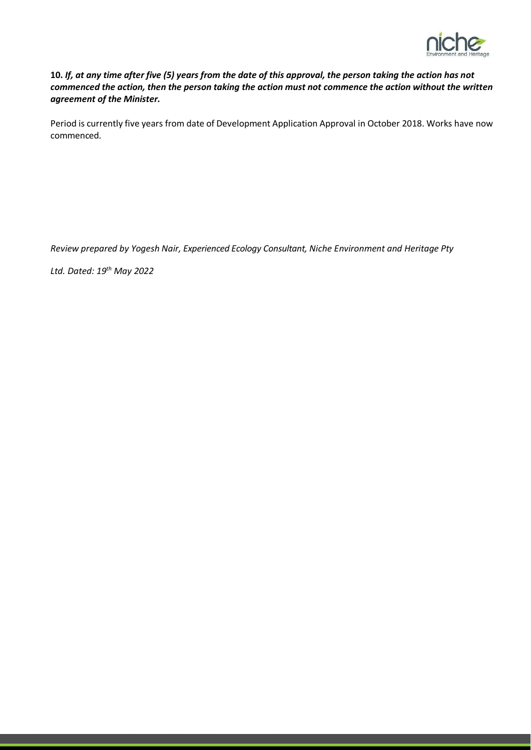**10.** ***If, at any time after five (5) years from the date of this approval, the person taking the action has not commenced the action, then the person taking the action must not commence the action without the written agreement of the Minister.***

Period is currently five years from date of Development Application Approval in October 2018. Works have now commenced.

*Review prepared by Yogesh Nair, Experienced Ecology Consultant, Niche Environment and Heritage Pty Ltd. Dated: 19th May 2022*